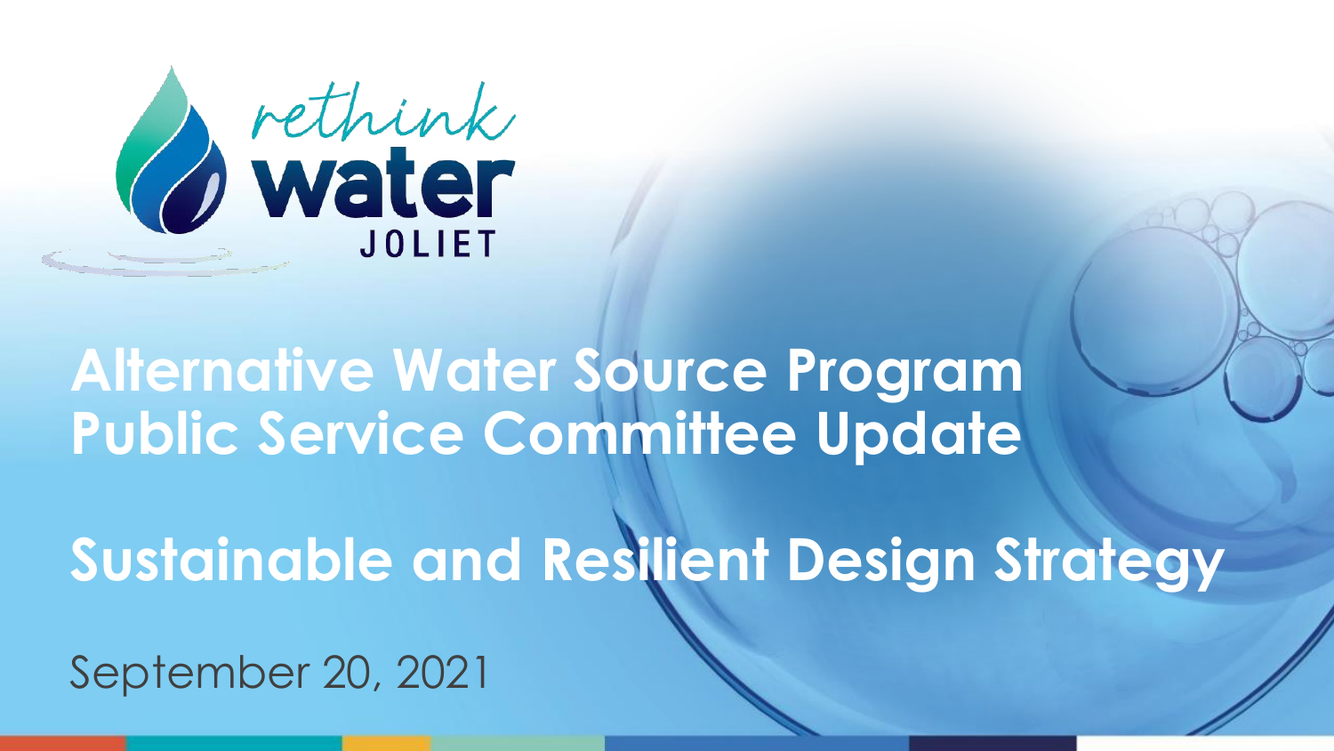rethink water JOLIET

# Alternative Water Source Program Public Service Committee Update

# Sustainable and Resilient Design Strategy

September 20, 2021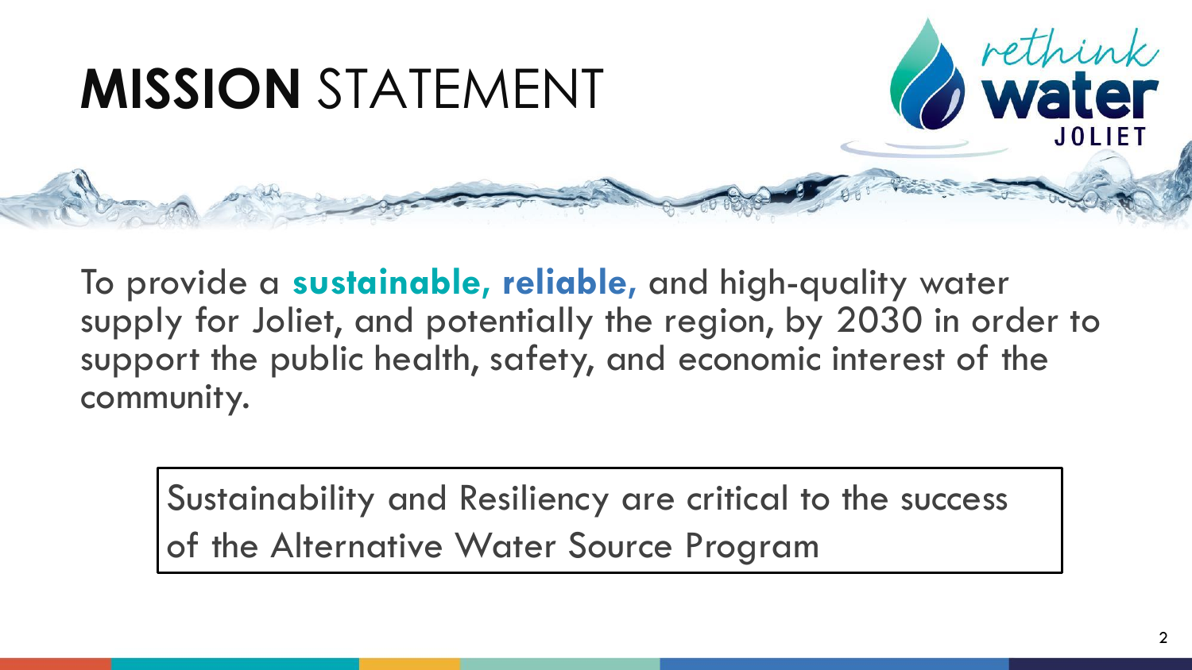# **MISSION** STATEMENT

rethink water JOLIET

To provide a **sustainable, reliable,** and high-quality water supply for Joliet, and potentially the region, by 2030 in order to support the public health, safety, and economic interest of the community.

> Sustainability and Resiliency are critical to the success of the Alternative Water Source Program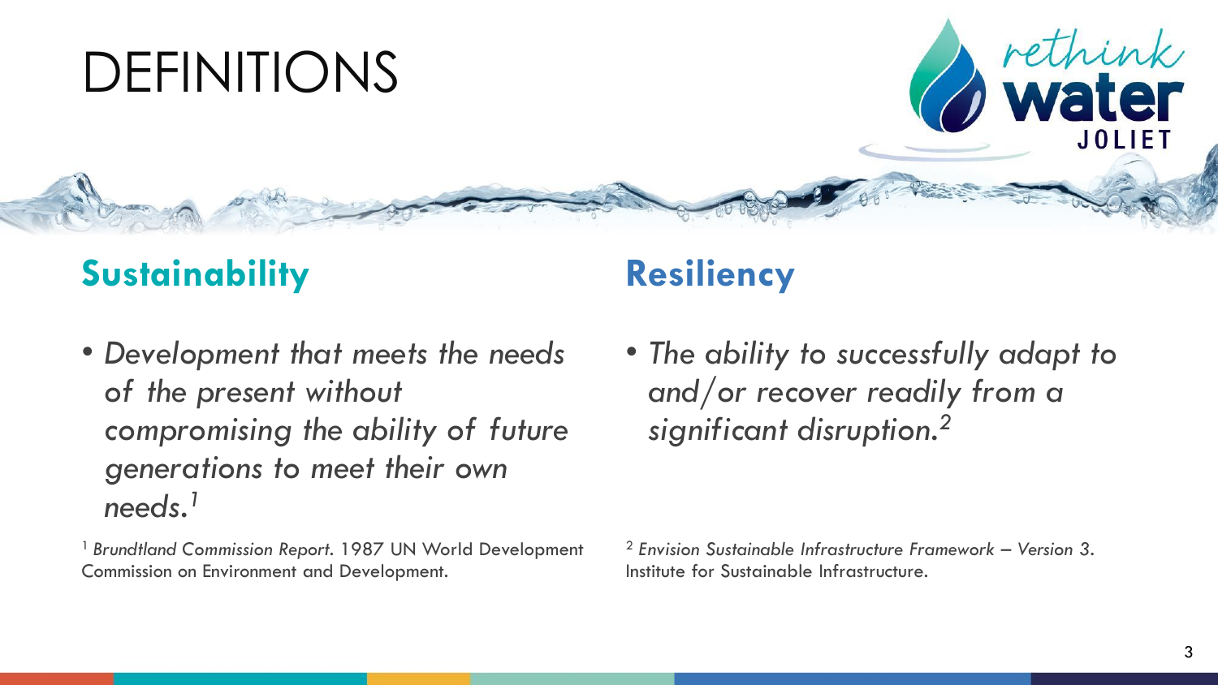# DEFINITIONS

## Sustainability

- *Development that meets the needs of the present without compromising the ability of future generations to meet their own needs.*[1]

[1] *Brundtland Commission Report*. 1987 UN World Development Commission on Environment and Development.

## Resiliency

- *The ability to successfully adapt to and/or recover readily from a significant disruption.*[2]

[2] *Envision Sustainable Infrastructure Framework – Version 3*. Institute for Sustainable Infrastructure.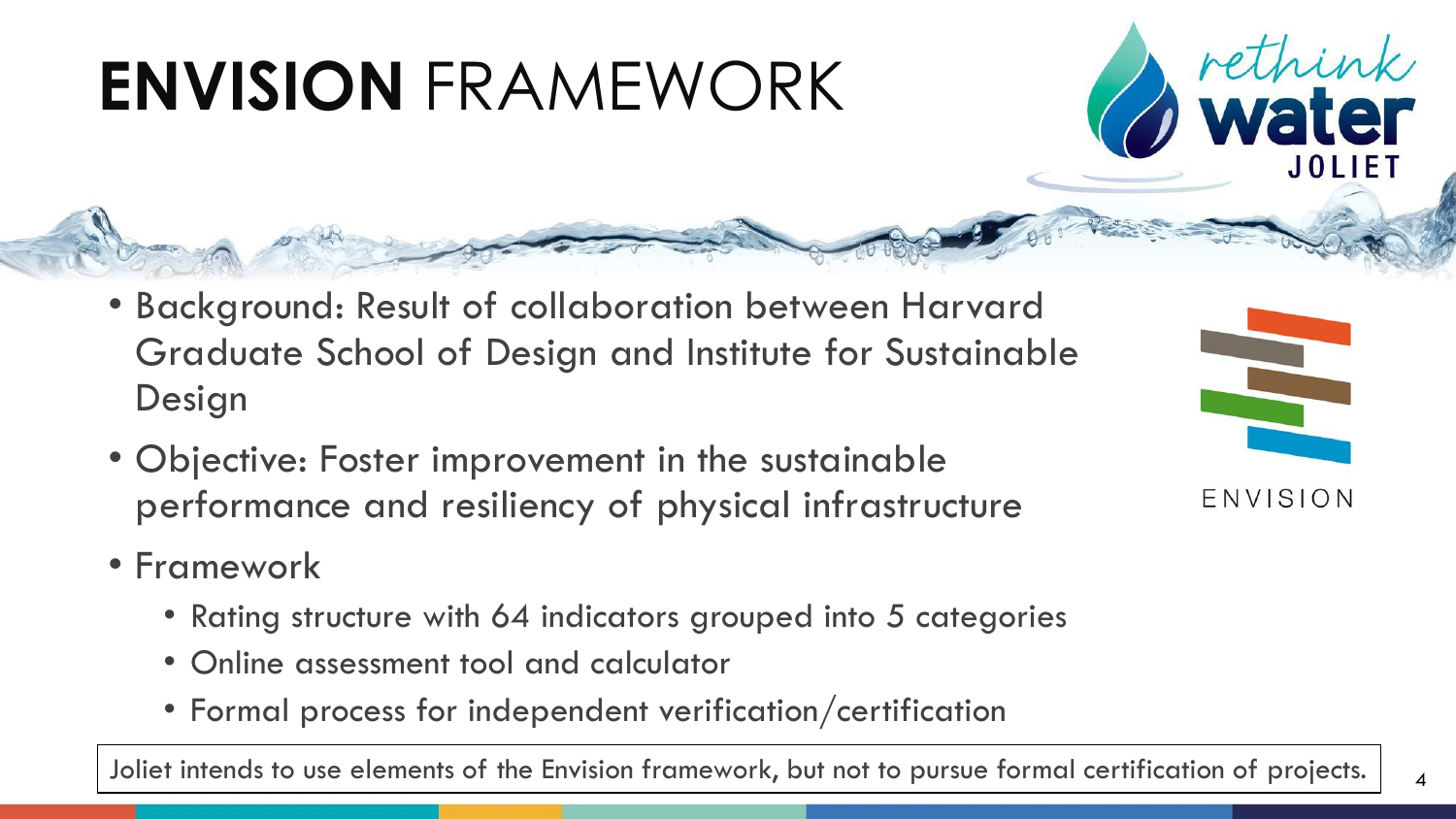# **ENVISION** FRAMEWORK

- Background: Result of collaboration between Harvard Graduate School of Design and Institute for Sustainable Design
- Objective: Foster improvement in the sustainable performance and resiliency of physical infrastructure
- Framework
  - Rating structure with 64 indicators grouped into 5 categories
  - Online assessment tool and calculator
  - Formal process for independent verification/certification

Joliet intends to use elements of the Envision framework, but not to pursue formal certification of projects.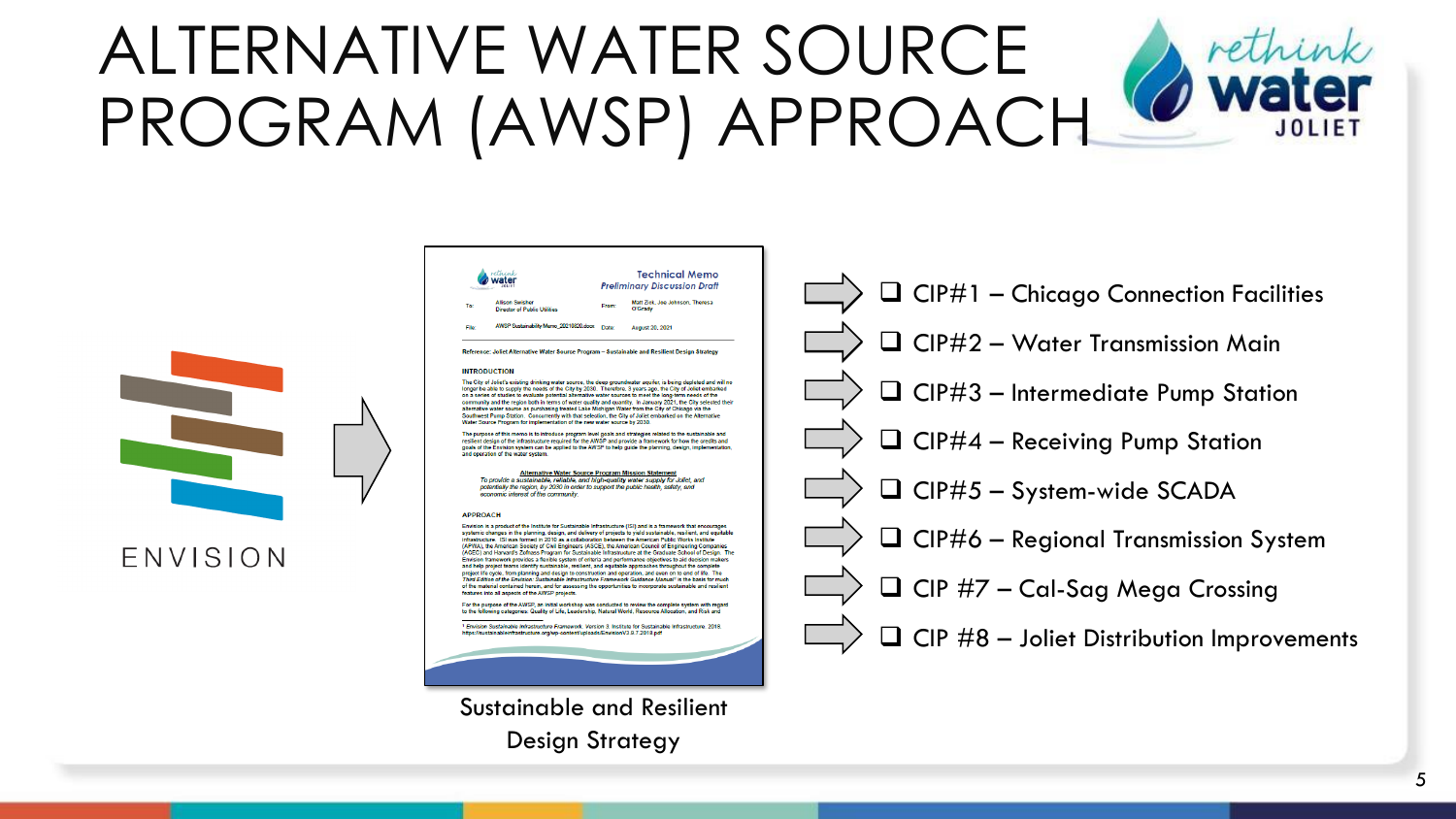# ALTERNATIVE WATER SOURCE PROGRAM (AWSP) APPROACH

ENVISION

Sustainable and Resilient Design Strategy

- ❑ CIP#1 – Chicago Connection Facilities
- ❑ CIP#2 – Water Transmission Main
- ❑ CIP#3 – Intermediate Pump Station
- ❑ CIP#4 – Receiving Pump Station
- ❑ CIP#5 – System-wide SCADA
- ❑ CIP#6 – Regional Transmission System
- ❑ CIP #7 – Cal-Sag Mega Crossing
- ❑ CIP #8 – Joliet Distribution Improvements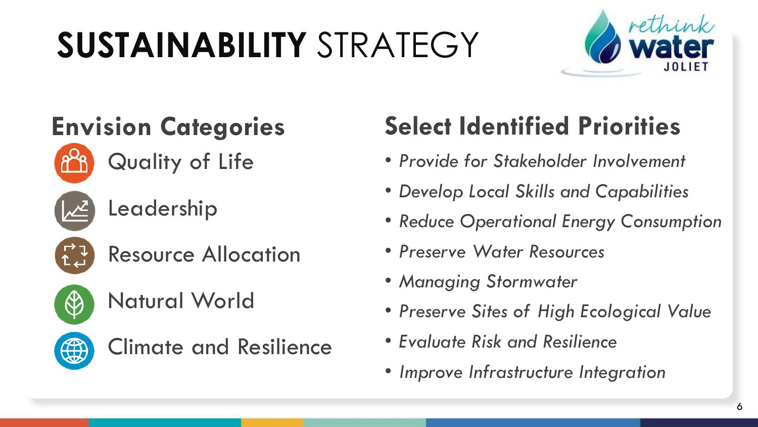# **SUSTAINABILITY** STRATEGY

rethink water JOLIET

## Envision Categories

- Quality of Life
- Leadership
- Resource Allocation
- Natural World
- Climate and Resilience

## Select Identified Priorities

- *Provide for Stakeholder Involvement*
- *Develop Local Skills and Capabilities*
- *Reduce Operational Energy Consumption*
- *Preserve Water Resources*
- *Managing Stormwater*
- *Preserve Sites of High Ecological Value*
- *Evaluate Risk and Resilience*
- *Improve Infrastructure Integration*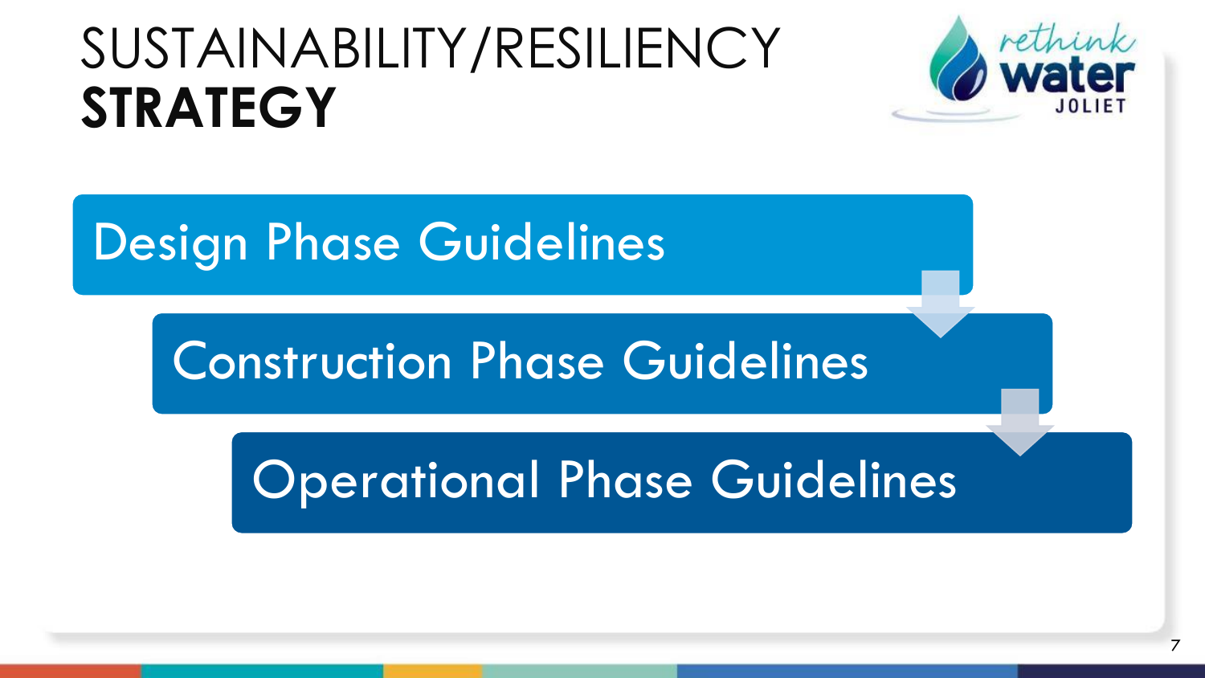# SUSTAINABILITY/RESILIENCY **STRATEGY**

rethink water JOLIET

- Design Phase Guidelines
- Construction Phase Guidelines
- Operational Phase Guidelines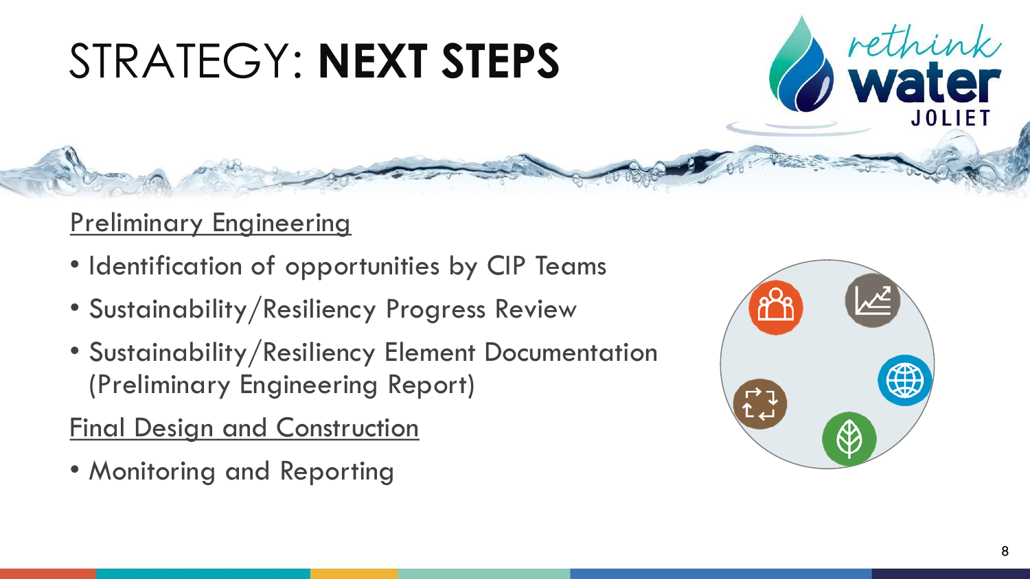# STRATEGY: **NEXT STEPS**

Preliminary Engineering

- Identification of opportunities by CIP Teams
- Sustainability/Resiliency Progress Review
- Sustainability/Resiliency Element Documentation (Preliminary Engineering Report)

Final Design and Construction

- Monitoring and Reporting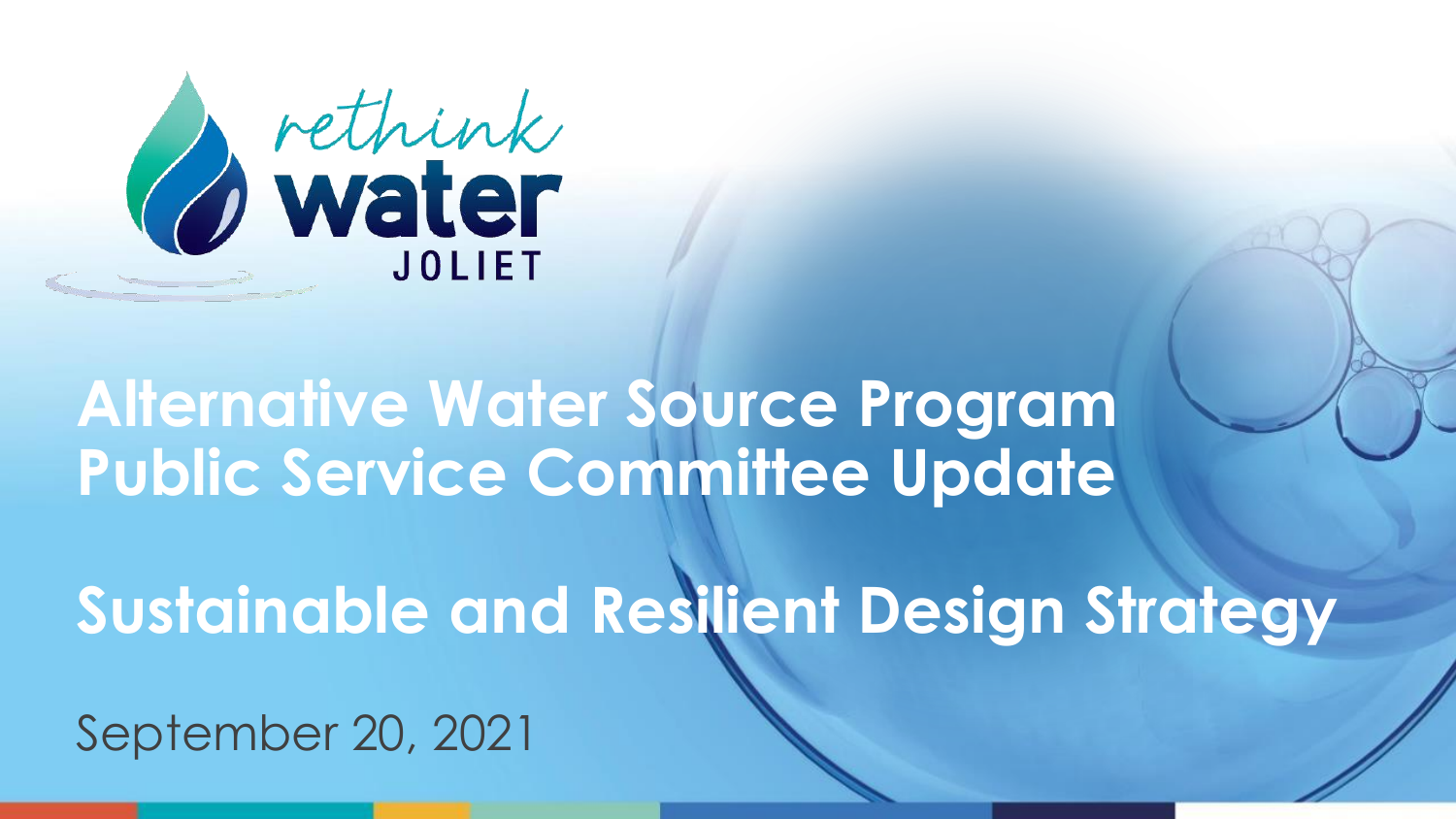rethink water JOLIET

# Alternative Water Source Program Public Service Committee Update

# Sustainable and Resilient Design Strategy

September 20, 2021